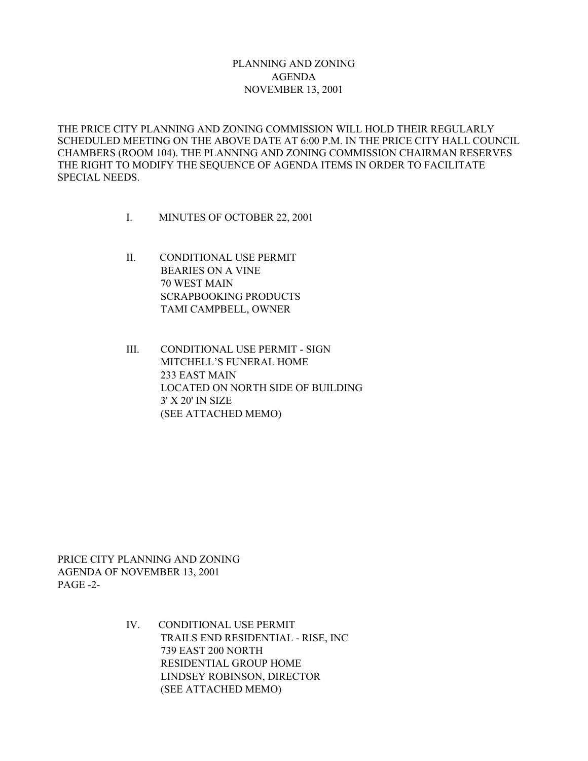# PLANNING AND ZONING
## AGENDA
## NOVEMBER 13, 2001

THE PRICE CITY PLANNING AND ZONING COMMISSION WILL HOLD THEIR REGULARLY SCHEDULED MEETING ON THE ABOVE DATE AT 6:00 P.M. IN THE PRICE CITY HALL COUNCIL CHAMBERS (ROOM 104). THE PLANNING AND ZONING COMMISSION CHAIRMAN RESERVES THE RIGHT TO MODIFY THE SEQUENCE OF AGENDA ITEMS IN ORDER TO FACILITATE SPECIAL NEEDS.

I. MINUTES OF OCTOBER 22, 2001

II. CONDITIONAL USE PERMIT
BEARIES ON A VINE
70 WEST MAIN
SCRAPBOOKING PRODUCTS
TAMI CAMPBELL, OWNER

III. CONDITIONAL USE PERMIT - SIGN
MITCHELL'S FUNERAL HOME
233 EAST MAIN
LOCATED ON NORTH SIDE OF BUILDING
3' X 20' IN SIZE
(SEE ATTACHED MEMO)

PRICE CITY PLANNING AND ZONING
AGENDA OF NOVEMBER 13, 2001
PAGE -2-

IV. CONDITIONAL USE PERMIT
TRAILS END RESIDENTIAL - RISE, INC
739 EAST 200 NORTH
RESIDENTIAL GROUP HOME
LINDSEY ROBINSON, DIRECTOR
(SEE ATTACHED MEMO)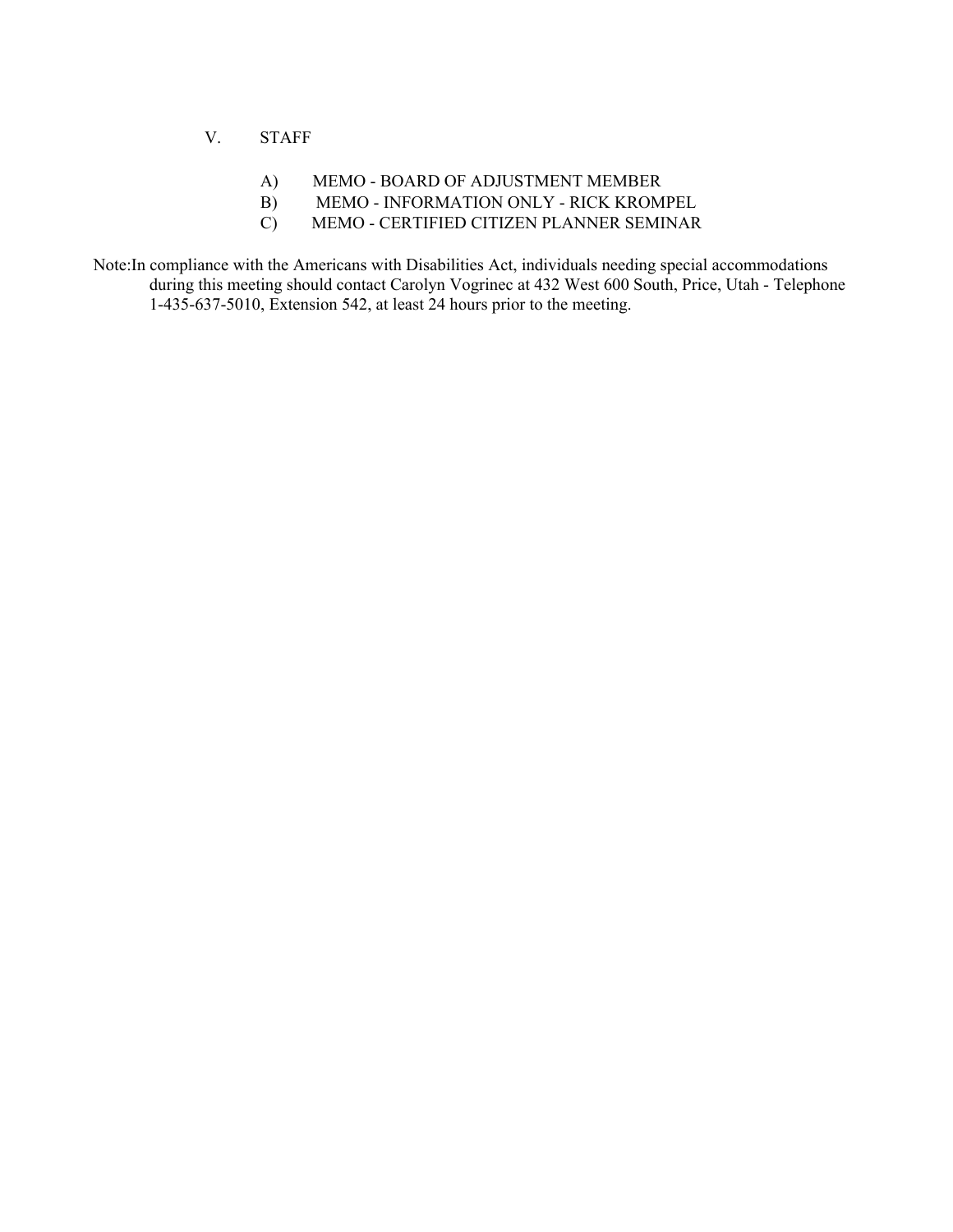V. STAFF

A) MEMO - BOARD OF ADJUSTMENT MEMBER
B) MEMO - INFORMATION ONLY - RICK KROMPEL
C) MEMO - CERTIFIED CITIZEN PLANNER SEMINAR

Note: In compliance with the Americans with Disabilities Act, individuals needing special accommodations during this meeting should contact Carolyn Vogrinec at 432 West 600 South, Price, Utah - Telephone 1-435-637-5010, Extension 542, at least 24 hours prior to the meeting.